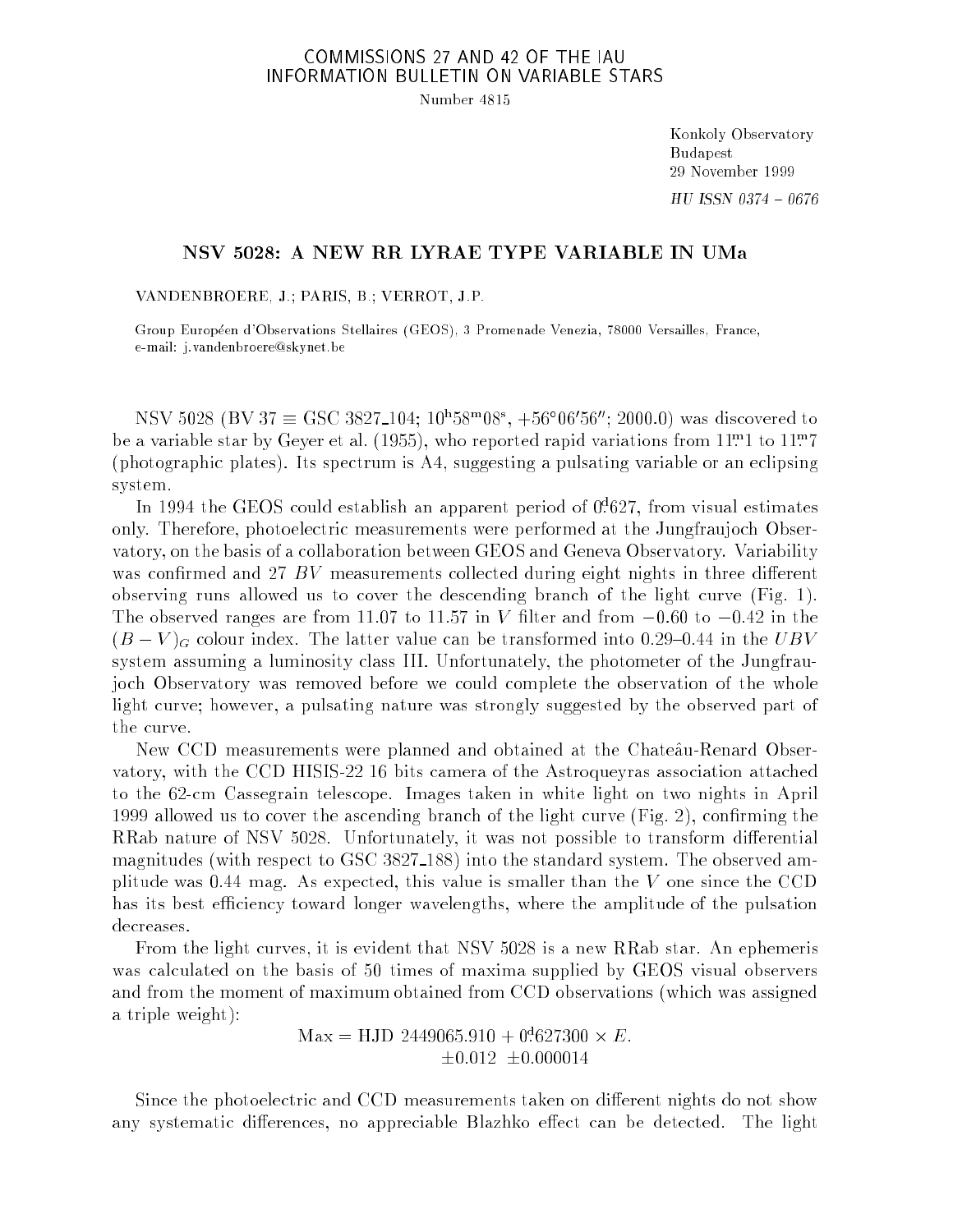COMMISSIONS 27 AND 42 OF THE IAU
INFORMATION BULLETIN ON VARIABLE STARS

Number 4815

Konkoly Observatory
Budapest
29 November 1999

*HU ISSN 0374 – 0676*

# NSV 5028: A NEW RR LYRAE TYPE VARIABLE IN UMa

VANDENBROERE, J.; PARIS, B.; VERROT, J.P.

Group Européen d'Observations Stellaires (GEOS), 3 Promenade Venezia, 78000 Versailles, France,
e-mail: j.vandenbroere@skynet.be

NSV 5028 (BV 37 ≡ GSC 3827_104; $10^{h}58^{m}08^{s}$, $+56^{\circ}06'56''$; 2000.0) was discovered to be a variable star by Geyer et al. (1955), who reported rapid variations from $11^{m}_{.}1$ to $11^{m}_{.}7$ (photographic plates). Its spectrum is A4, suggesting a pulsating variable or an eclipsing system.

In 1994 the GEOS could establish an apparent period of $0^{d}_{.}627$, from visual estimates only. Therefore, photoelectric measurements were performed at the Jungfraujoch Observatory, on the basis of a collaboration between GEOS and Geneva Observatory. Variability was confirmed and 27 $BV$ measurements collected during eight nights in three different observing runs allowed us to cover the descending branch of the light curve (Fig. 1). The observed ranges are from 11.07 to 11.57 in $V$ filter and from $-0.60$ to $-0.42$ in the $(B-V)_G$ colour index. The latter value can be transformed into 0.29–0.44 in the $UBV$ system assuming a luminosity class III. Unfortunately, the photometer of the Jungfraujoch Observatory was removed before we could complete the observation of the whole light curve; however, a pulsating nature was strongly suggested by the observed part of the curve.

New CCD measurements were planned and obtained at the Chateâu-Renard Observatory, with the CCD HISIS-22 16 bits camera of the Astroqueyras association attached to the 62-cm Cassegrain telescope. Images taken in white light on two nights in April 1999 allowed us to cover the ascending branch of the light curve (Fig. 2), confirming the RRab nature of NSV 5028. Unfortunately, it was not possible to transform differential magnitudes (with respect to GSC 3827_188) into the standard system. The observed amplitude was 0.44 mag. As expected, this value is smaller than the $V$ one since the CCD has its best efficiency toward longer wavelengths, where the amplitude of the pulsation decreases.

From the light curves, it is evident that NSV 5028 is a new RRab star. An ephemeris was calculated on the basis of 50 times of maxima supplied by GEOS visual observers and from the moment of maximum obtained from CCD observations (which was assigned a triple weight):

$$\text{Max} = \text{HJD } 2449065.910 + 0^{d}_{.}627300 \times E.$$
$$\pm 0.012 \quad \pm 0.000014$$

Since the photoelectric and CCD measurements taken on different nights do not show any systematic differences, no appreciable Blazhko effect can be detected. The light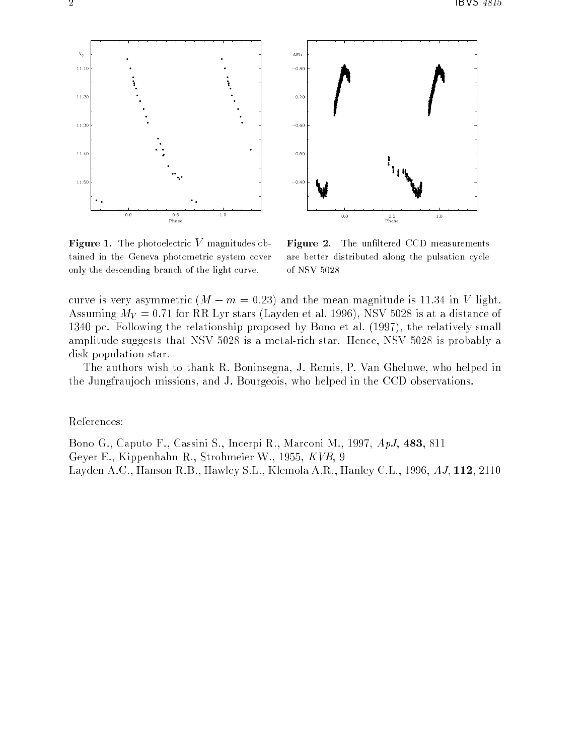V_G

11.10

11.20

11.30

11.40

11.50

0.0

0.5

1.0

Phase

ΔWh

−0.80

−0.70

−0.60

−0.50

−0.40

0.0

0.5

1.0

Phase

**Figure 1.** The photoelectric $V$ magnitudes obtained in the Geneva photometric system cover only the descending branch of the light curve.

**Figure 2.** The unfiltered CCD measurements are better distributed along the pulsation cycle of NSV 5028

curve is very asymmetric ($M - m = 0.23$) and the mean magnitude is 11.34 in $V$ light. Assuming $M_V = 0.71$ for RR Lyr stars (Layden et al. 1996), NSV 5028 is at a distance of 1340 pc. Following the relationship proposed by Bono et al. (1997), the relatively small amplitude suggests that NSV 5028 is a metal-rich star. Hence, NSV 5028 is probably a disk population star.

The authors wish to thank R. Boninsegna, J. Remis, P. Van Gheluwe, who helped in the Jungfraujoch missions, and J. Bourgeois, who helped in the CCD observations.

References:

Bono G., Caputo F., Cassini S., Incerpi R., Marconi M., 1997, *ApJ*, **483**, 811

Geyer E., Kippenhahn R., Strohmeier W., 1955, *KVB*, 9

Layden A.C., Hanson R.B., Hawley S.L., Klemola A.R., Hanley C.L., 1996, *AJ*, **112**, 2110